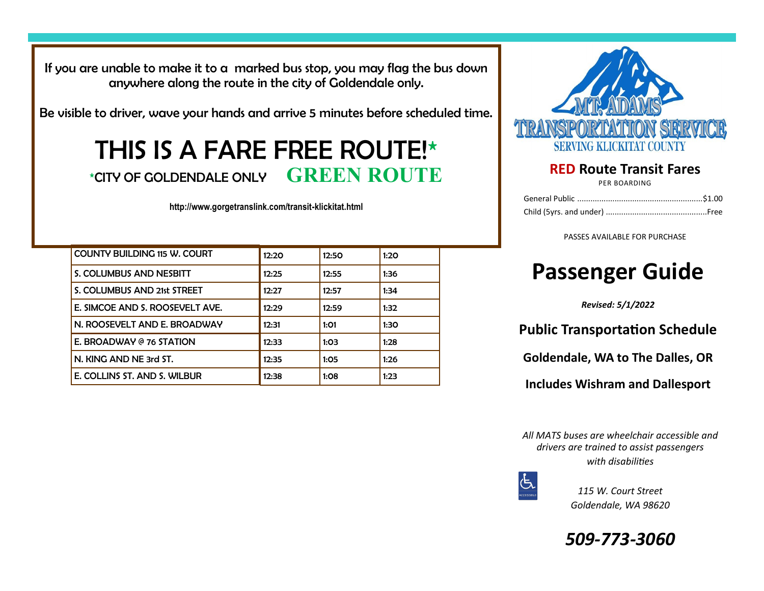If you are unable to make it to a marked bus stop, you may flag the bus down anywhere along the route in the city of Goldendale only.

Be visible to driver, wave your hands and arrive 5 minutes before scheduled time.

# THIS IS A FARE FREE ROUTE!*

*CITY OF GOLDENDALE ONLY **GREEN ROUTE**

**http://www.gorgetranslink.com/transit-klickitat.html**

| COUNTY BUILDING 115 W. COURT | 12:20 | 12:50 | 1:20 |
|---|---|---|---|
| S. COLUMBUS AND NESBITT | 12:25 | 12:55 | 1:36 |
| S. COLUMBUS AND 21st STREET | 12:27 | 12:57 | 1:34 |
| E. SIMCOE AND S. ROOSEVELT AVE. | 12:29 | 12:59 | 1:32 |
| N. ROOSEVELT AND E. BROADWAY | 12:31 | 1:01 | 1:30 |
| E. BROADWAY @ 76 STATION | 12:33 | 1:03 | 1:28 |
| N. KING AND NE 3rd ST. | 12:35 | 1:05 | 1:26 |
| E. COLLINS ST. AND S. WILBUR | 12:38 | 1:08 | 1:23 |

MT. ADAMS TRANSPORTATION SERVICE
SERVING KLICKITAT COUNTY

## RED Route Transit Fares

PER BOARDING

General Public ........................................................$1.00
Child (5yrs. and under) .............................................Free

PASSES AVAILABLE FOR PURCHASE

# Passenger Guide

***Revised: 5/1/2022***

**Public Transportation Schedule**

**Goldendale, WA to The Dalles, OR**

**Includes Wishram and Dallesport**

*All MATS buses are wheelchair accessible and drivers are trained to assist passengers with disabilities*

*115 W. Court Street*
*Goldendale, WA 98620*

***509-773-3060***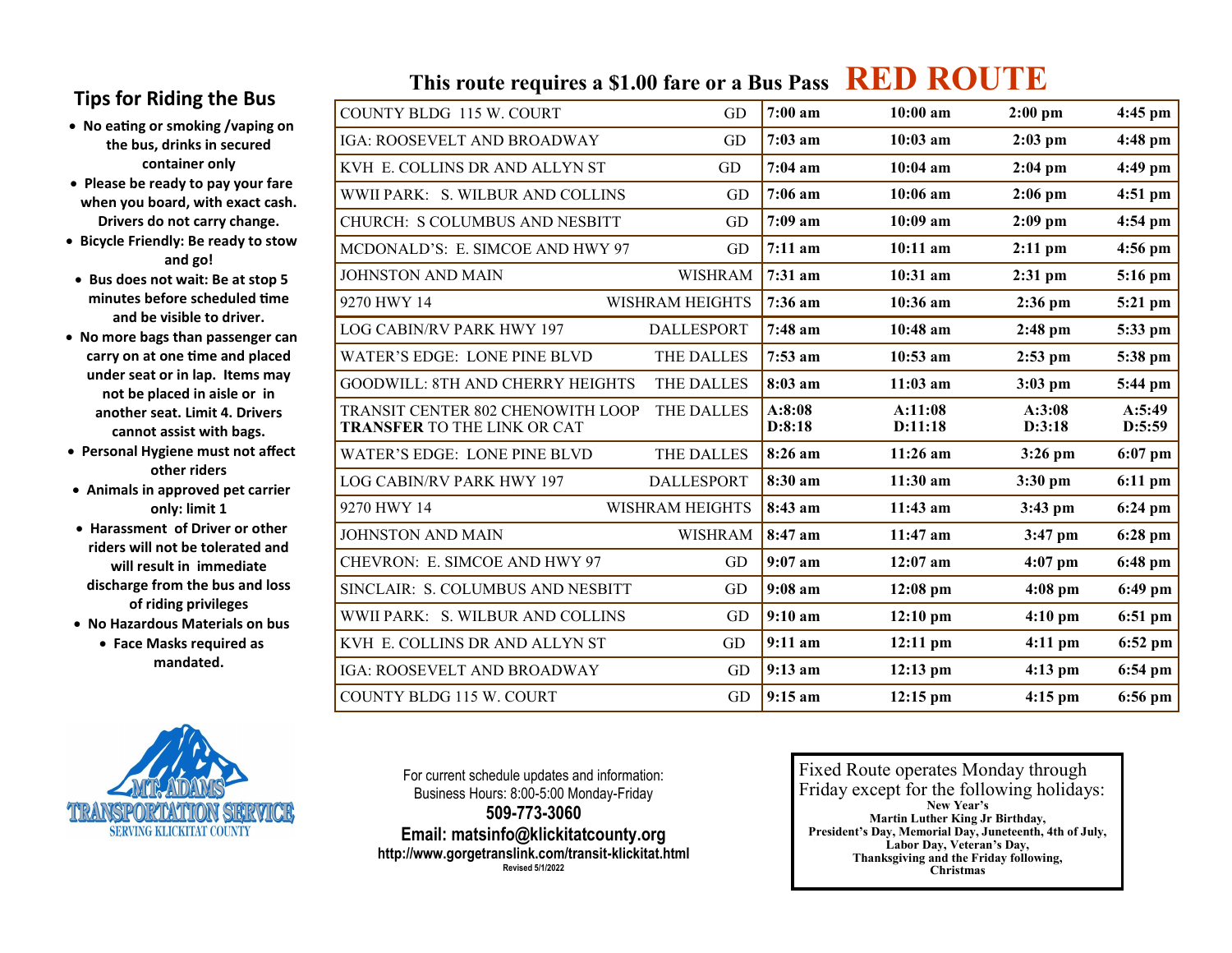## Tips for Riding the Bus

- No eating or smoking /vaping on the bus, drinks in secured container only
- Please be ready to pay your fare when you board, with exact cash. Drivers do not carry change.
- Bicycle Friendly: Be ready to stow and go!
- Bus does not wait: Be at stop 5 minutes before scheduled time and be visible to driver.
- No more bags than passenger can carry on at one time and placed under seat or in lap. Items may not be placed in aisle or in another seat. Limit 4. Drivers cannot assist with bags.
- Personal Hygiene must not affect other riders
- Animals in approved pet carrier only: limit 1
- Harassment of Driver or other riders will not be tolerated and will result in immediate discharge from the bus and loss of riding privileges
- No Hazardous Materials on bus
- Face Masks required as mandated.

## This route requires a $1.00 fare or a Bus Pass RED ROUTE

| | | | | | |
|---|---|---|---|---|---|
| COUNTY BLDG 115 W. COURT | GD | 7:00 am | 10:00 am | 2:00 pm | 4:45 pm |
| IGA: ROOSEVELT AND BROADWAY | GD | 7:03 am | 10:03 am | 2:03 pm | 4:48 pm |
| KVH E. COLLINS DR AND ALLYN ST | GD | 7:04 am | 10:04 am | 2:04 pm | 4:49 pm |
| WWII PARK: S. WILBUR AND COLLINS | GD | 7:06 am | 10:06 am | 2:06 pm | 4:51 pm |
| CHURCH: S COLUMBUS AND NESBITT | GD | 7:09 am | 10:09 am | 2:09 pm | 4:54 pm |
| MCDONALD'S: E. SIMCOE AND HWY 97 | GD | 7:11 am | 10:11 am | 2:11 pm | 4:56 pm |
| JOHNSTON AND MAIN | WISHRAM | 7:31 am | 10:31 am | 2:31 pm | 5:16 pm |
| 9270 HWY 14 | WISHRAM HEIGHTS | 7:36 am | 10:36 am | 2:36 pm | 5:21 pm |
| LOG CABIN/RV PARK HWY 197 | DALLESPORT | 7:48 am | 10:48 am | 2:48 pm | 5:33 pm |
| WATER'S EDGE: LONE PINE BLVD | THE DALLES | 7:53 am | 10:53 am | 2:53 pm | 5:38 pm |
| GOODWILL: 8TH AND CHERRY HEIGHTS | THE DALLES | 8:03 am | 11:03 am | 3:03 pm | 5:44 pm |
| TRANSIT CENTER 802 CHENOWITH LOOP **TRANSFER** TO THE LINK OR CAT | THE DALLES | A:8:08 D:8:18 | A:11:08 D:11:18 | A:3:08 D:3:18 | A:5:49 D:5:59 |
| WATER'S EDGE: LONE PINE BLVD | THE DALLES | 8:26 am | 11:26 am | 3:26 pm | 6:07 pm |
| LOG CABIN/RV PARK HWY 197 | DALLESPORT | 8:30 am | 11:30 am | 3:30 pm | 6:11 pm |
| 9270 HWY 14 | WISHRAM HEIGHTS | 8:43 am | 11:43 am | 3:43 pm | 6:24 pm |
| JOHNSTON AND MAIN | WISHRAM | 8:47 am | 11:47 am | 3:47 pm | 6:28 pm |
| CHEVRON: E. SIMCOE AND HWY 97 | GD | 9:07 am | 12:07 am | 4:07 pm | 6:48 pm |
| SINCLAIR: S. COLUMBUS AND NESBITT | GD | 9:08 am | 12:08 pm | 4:08 pm | 6:49 pm |
| WWII PARK: S. WILBUR AND COLLINS | GD | 9:10 am | 12:10 pm | 4:10 pm | 6:51 pm |
| KVH E. COLLINS DR AND ALLYN ST | GD | 9:11 am | 12:11 pm | 4:11 pm | 6:52 pm |
| IGA: ROOSEVELT AND BROADWAY | GD | 9:13 am | 12:13 pm | 4:13 pm | 6:54 pm |
| COUNTY BLDG 115 W. COURT | GD | 9:15 am | 12:15 pm | 4:15 pm | 6:56 pm |

MT. ADAMS TRANSPORTATION SERVICE
SERVING KLICKITAT COUNTY

For current schedule updates and information:
Business Hours: 8:00-5:00 Monday-Friday
**509-773-3060**
**Email: matsinfo@klickitatcounty.org**
**http://www.gorgetranslink.com/transit-klickitat.html**
Revised 5/1/2022

Fixed Route operates Monday through Friday except for the following holidays:
**New Year's**
**Martin Luther King Jr Birthday,**
**President's Day, Memorial Day, Juneteenth, 4th of July,**
**Labor Day, Veteran's Day,**
**Thanksgiving and the Friday following,**
**Christmas**